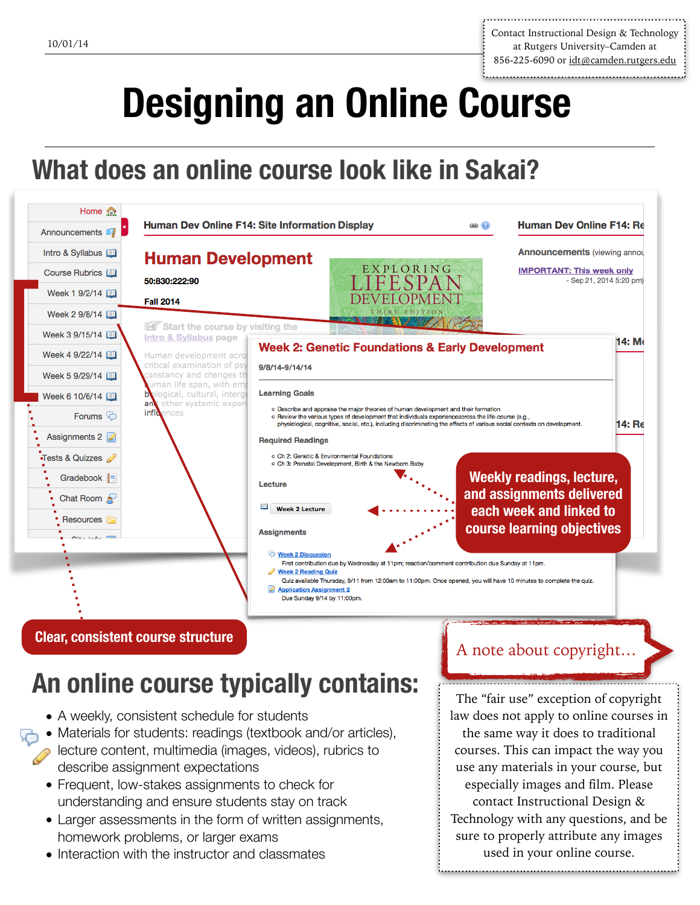10/01/14

Contact Instructional Design & Technology at Rutgers University–Camden at 856-225-6090 or idt@camden.rutgers.edu

# Designing an Online Course

## What does an online course look like in Sakai?

Home
Announcements
Intro & Syllabus
Course Rubrics
Week 1 9/2/14
Week 2 9/8/14
Week 3 9/15/14
Week 4 9/22/14
Week 5 9/29/14
Week 6 10/6/14
Forums
Assignments 2
Tests & Quizzes
Gradebook
Chat Room
Resources

Human Dev Online F14: Site Information Display

**Human Development**

50:830:222:90

Fall 2014

Start the course by visiting the Intro & Syllabus page

Human development across... critical examination of psy... constancy and changes th... human life span, with em... biological, cultural, interg... and other systemic experi... influences

EXPLORING LIFESPAN DEVELOPMENT THIRD EDITION

Human Dev Online F14: Re...

Announcements (viewing annou...

IMPORTANT: This week only
- Sep 21, 2014 5:20 pm)

**Week 2: Genetic Foundations & Early Development**

9/8/14-9/14/14

**Learning Goals**

- Describe and appraise the major theories of human development and their formation
- Review the various types of development that individuals experienceacross the life-course (e.g., physiological, cognitive, social, etc.), including discriminating the effects of various social contexts on development.

**Required Readings**

- Ch 2: Genetic & Environmental Foundations
- Ch 3: Prenatal Development, Birth & the Newborn Baby

**Lecture**

Week 2 Lecture

**Assignments**

Week 2 Discussion
First contribution due by Wednesday at 11pm; reaction/comment contribution due Sunday at 11pm.

Week 2 Reading Quiz
Quiz available Thursday, 9/11 from 12:00am to 11:00pm. Once opened, you will have 10 minutes to complete the quiz.

Application Assignment 2
Due Sunday 9/14 by 11:00pm.

**Weekly readings, lecture, and assignments delivered each week and linked to course learning objectives**

**Clear, consistent course structure**

## An online course typically contains:

- A weekly, consistent schedule for students
- Materials for students: readings (textbook and/or articles), lecture content, multimedia (images, videos), rubrics to describe assignment expectations
- Frequent, low-stakes assignments to check for understanding and ensure students stay on track
- Larger assessments in the form of written assignments, homework problems, or larger exams
- Interaction with the instructor and classmates

### A note about copyright…

The "fair use" exception of copyright law does not apply to online courses in the same way it does to traditional courses. This can impact the way you use any materials in your course, but especially images and film. Please contact Instructional Design & Technology with any questions, and be sure to properly attribute any images used in your online course.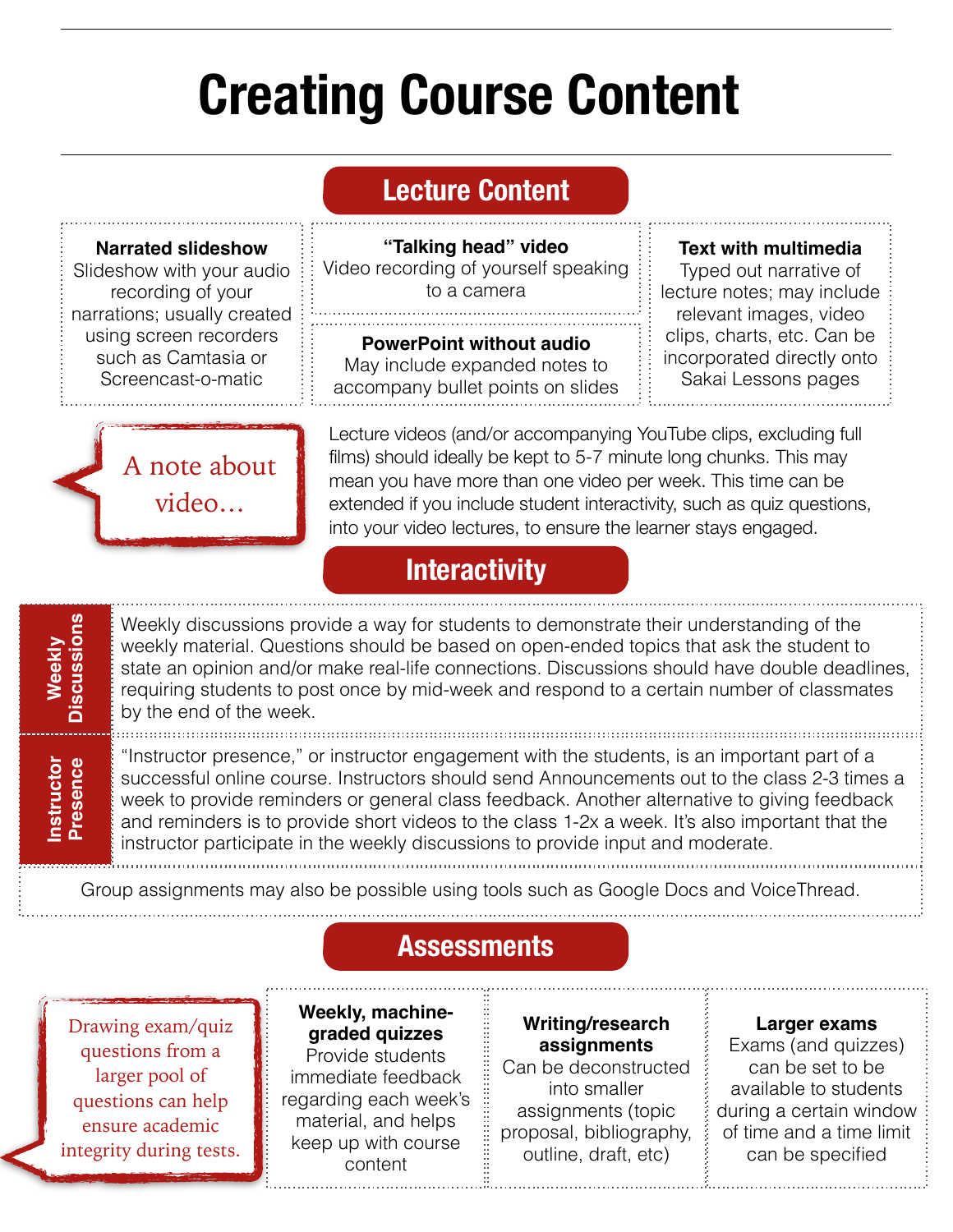# Creating Course Content

## Lecture Content

**Narrated slideshow**
Slideshow with your audio recording of your narrations; usually created using screen recorders such as Camtasia or Screencast-o-matic

**"Talking head" video**
Video recording of yourself speaking to a camera

**PowerPoint without audio**
May include expanded notes to accompany bullet points on slides

**Text with multimedia**
Typed out narrative of lecture notes; may include relevant images, video clips, charts, etc. Can be incorporated directly onto Sakai Lessons pages

*A note about video...*

Lecture videos (and/or accompanying YouTube clips, excluding full films) should ideally be kept to 5-7 minute long chunks. This may mean you have more than one video per week. This time can be extended if you include student interactivity, such as quiz questions, into your video lectures, to ensure the learner stays engaged.

## Interactivity

**Weekly Discussions**

Weekly discussions provide a way for students to demonstrate their understanding of the weekly material. Questions should be based on open-ended topics that ask the student to state an opinion and/or make real-life connections. Discussions should have double deadlines, requiring students to post once by mid-week and respond to a certain number of classmates by the end of the week.

**Instructor Presence**

"Instructor presence," or instructor engagement with the students, is an important part of a successful online course. Instructors should send Announcements out to the class 2-3 times a week to provide reminders or general class feedback. Another alternative to giving feedback and reminders is to provide short videos to the class 1-2x a week. It's also important that the instructor participate in the weekly discussions to provide input and moderate.

Group assignments may also be possible using tools such as Google Docs and VoiceThread.

## Assessments

*Drawing exam/quiz questions from a larger pool of questions can help ensure academic integrity during tests.*

**Weekly, machine-graded quizzes**
Provide students immediate feedback regarding each week's material, and helps keep up with course content

**Writing/research assignments**
Can be deconstructed into smaller assignments (topic proposal, bibliography, outline, draft, etc)

**Larger exams**
Exams (and quizzes) can be set to be available to students during a certain window of time and a time limit can be specified